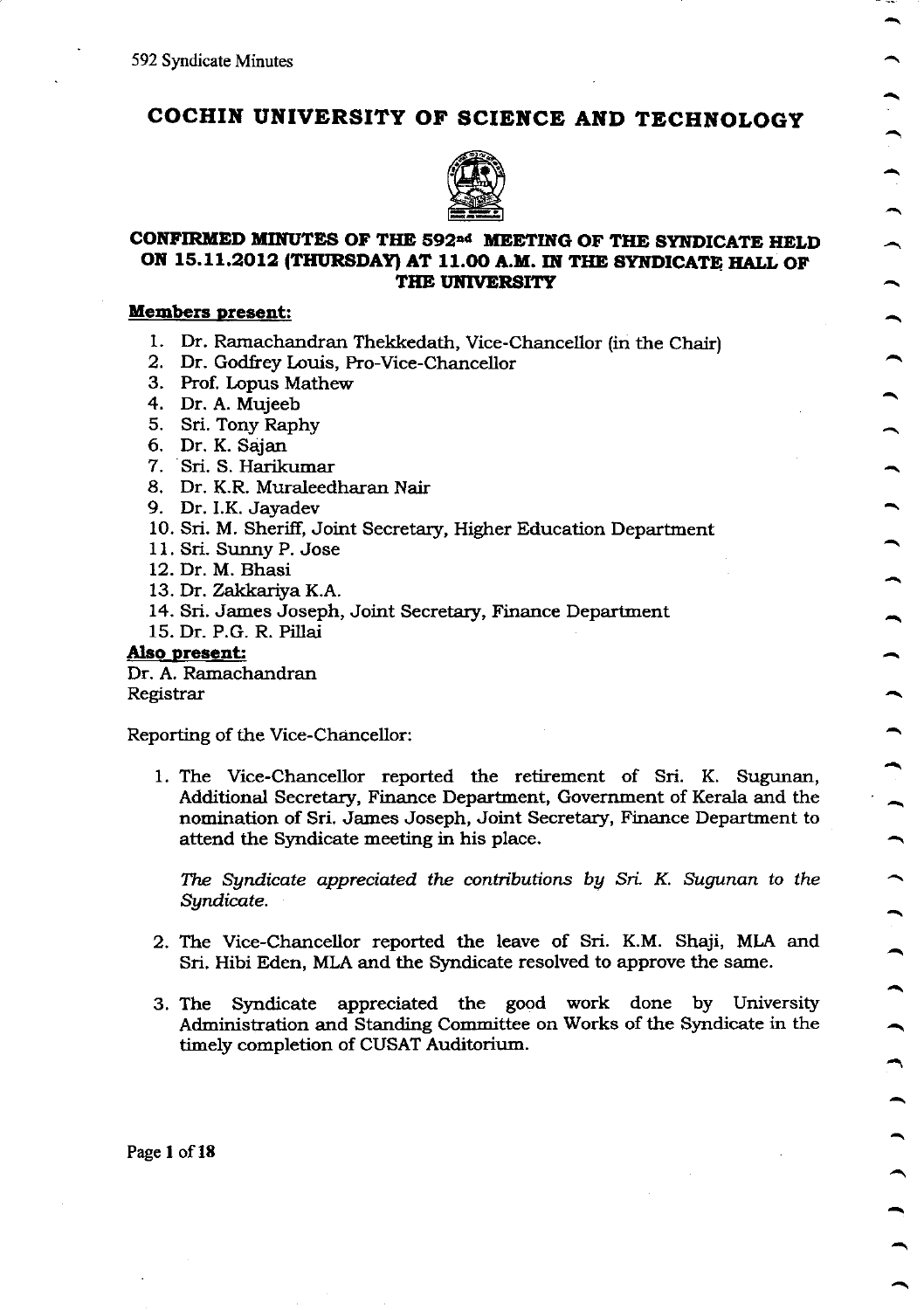# COCHIN UNIVERSITY OF SCIENCE AND TECHNOLOGY

## CONFIRMED MINUTES OF THE 592nd MEETING OF THE SYNDICATE HELD ON 15.11.2012 (THURSDAY) AT 11.00 A.M. IN THE SYNDICATE HALL OF THE UNIVERSITY

**Members present:**

1. Dr. Ramachandran Thekkedath, Vice-Chancellor (in the Chair)
2. Dr. Godfrey Louis, Pro-Vice-Chancellor
3. Prof. Lopus Mathew
4. Dr. A. Mujeeb
5. Sri. Tony Raphy
6. Dr. K. Sajan
7. Sri. S. Harikumar
8. Dr. K.R. Muraleedharan Nair
9. Dr. I.K. Jayadev
10. Sri. M. Sheriff, Joint Secretary, Higher Education Department
11. Sri. Sunny P. Jose
12. Dr. M. Bhasi
13. Dr. Zakkariya K.A.
14. Sri. James Joseph, Joint Secretary, Finance Department
15. Dr. P.G. R. Pillai

**Also present:**

Dr. A. Ramachandran
Registrar

Reporting of the Vice-Chancellor:

1. The Vice-Chancellor reported the retirement of Sri. K. Sugunan, Additional Secretary, Finance Department, Government of Kerala and the nomination of Sri. James Joseph, Joint Secretary, Finance Department to attend the Syndicate meeting in his place.

   *The Syndicate appreciated the contributions by Sri. K. Sugunan to the Syndicate.*

2. The Vice-Chancellor reported the leave of Sri. K.M. Shaji, MLA and Sri. Hibi Eden, MLA and the Syndicate resolved to approve the same.

3. The Syndicate appreciated the good work done by University Administration and Standing Committee on Works of the Syndicate in the timely completion of CUSAT Auditorium.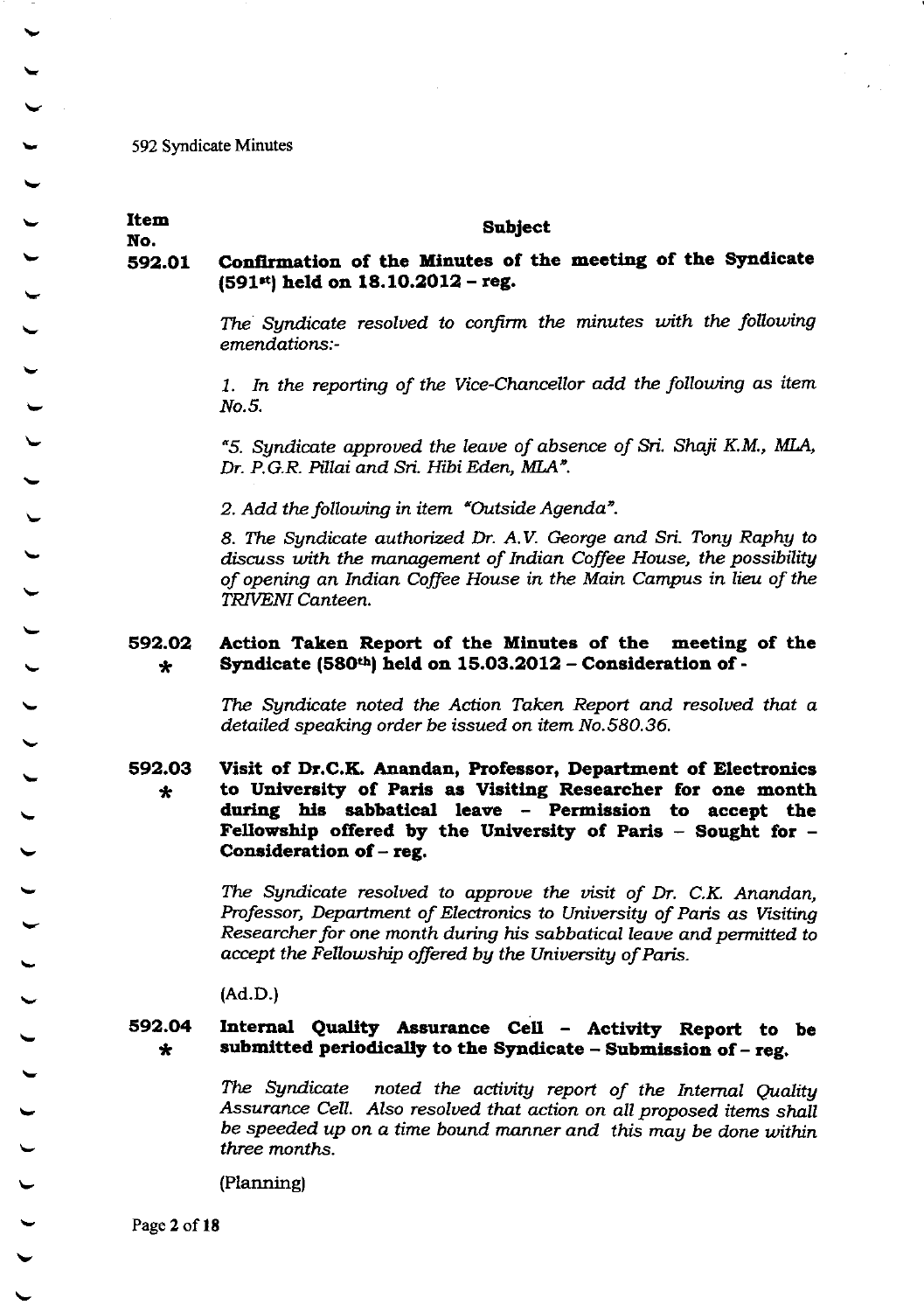| Item No. | Subject |
|---|---|

**592.01 Confirmation of the Minutes of the meeting of the Syndicate (591st) held on 18.10.2012 – reg.**

*The Syndicate resolved to confirm the minutes with the following emendations:-*

*1. In the reporting of the Vice-Chancellor add the following as item No.5.*

*"5. Syndicate approved the leave of absence of Sri. Shaji K.M., MLA, Dr. P.G.R. Pillai and Sri. Hibi Eden, MLA".*

*2. Add the following in item "Outside Agenda".*

*8. The Syndicate authorized Dr. A.V. George and Sri. Tony Raphy to discuss with the management of Indian Coffee House, the possibility of opening an Indian Coffee House in the Main Campus in lieu of the TRIVENI Canteen.*

**592.02 * Action Taken Report of the Minutes of the meeting of the Syndicate (580th) held on 15.03.2012 – Consideration of -**

*The Syndicate noted the Action Taken Report and resolved that a detailed speaking order be issued on item No.580.36.*

**592.03 * Visit of Dr.C.K. Anandan, Professor, Department of Electronics to University of Paris as Visiting Researcher for one month during his sabbatical leave - Permission to accept the Fellowship offered by the University of Paris – Sought for – Consideration of – reg.**

*The Syndicate resolved to approve the visit of Dr. C.K. Anandan, Professor, Department of Electronics to University of Paris as Visiting Researcher for one month during his sabbatical leave and permitted to accept the Fellowship offered by the University of Paris.*

(Ad.D.)

**592.04 * Internal Quality Assurance Cell - Activity Report to be submitted periodically to the Syndicate – Submission of – reg.**

*The Syndicate noted the activity report of the Internal Quality Assurance Cell. Also resolved that action on all proposed items shall be speeded up on a time bound manner and this may be done within three months.*

(Planning)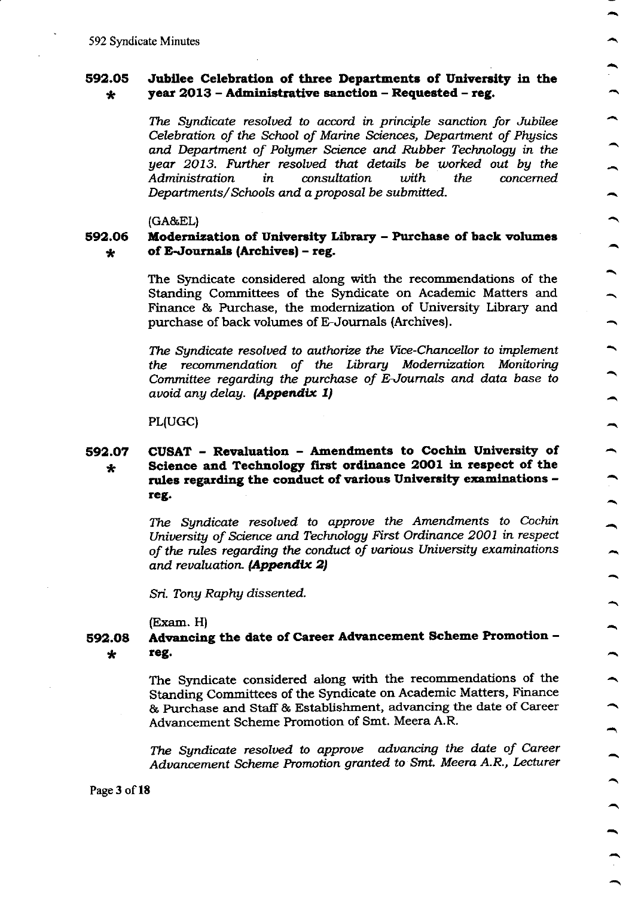### 592.05 * Jubilee Celebration of three Departments of University in the year 2013 – Administrative sanction – Requested – reg.

*The Syndicate resolved to accord in principle sanction for Jubilee Celebration of the School of Marine Sciences, Department of Physics and Department of Polymer Science and Rubber Technology in the year 2013. Further resolved that details be worked out by the Administration in consultation with the concerned Departments/Schools and a proposal be submitted.*

(GA&EL)

### 592.06 * Modernization of University Library – Purchase of back volumes of E-Journals (Archives) – reg.

The Syndicate considered along with the recommendations of the Standing Committees of the Syndicate on Academic Matters and Finance & Purchase, the modernization of University Library and purchase of back volumes of E-Journals (Archives).

*The Syndicate resolved to authorize the Vice-Chancellor to implement the recommendation of the Library Modernization Monitoring Committee regarding the purchase of E-Journals and data base to avoid any delay.* ***(Appendix 1)***

PL(UGC)

### 592.07 * CUSAT – Revaluation – Amendments to Cochin University of Science and Technology first ordinance 2001 in respect of the rules regarding the conduct of various University examinations – reg.

*The Syndicate resolved to approve the Amendments to Cochin University of Science and Technology First Ordinance 2001 in respect of the rules regarding the conduct of various University examinations and revaluation.* ***(Appendix 2)***

*Sri. Tony Raphy dissented.*

(Exam. H)

### 592.08 * Advancing the date of Career Advancement Scheme Promotion – reg.

The Syndicate considered along with the recommendations of the Standing Committees of the Syndicate on Academic Matters, Finance & Purchase and Staff & Establishment, advancing the date of Career Advancement Scheme Promotion of Smt. Meera A.R.

*The Syndicate resolved to approve advancing the date of Career Advancement Scheme Promotion granted to Smt. Meera A.R., Lecturer*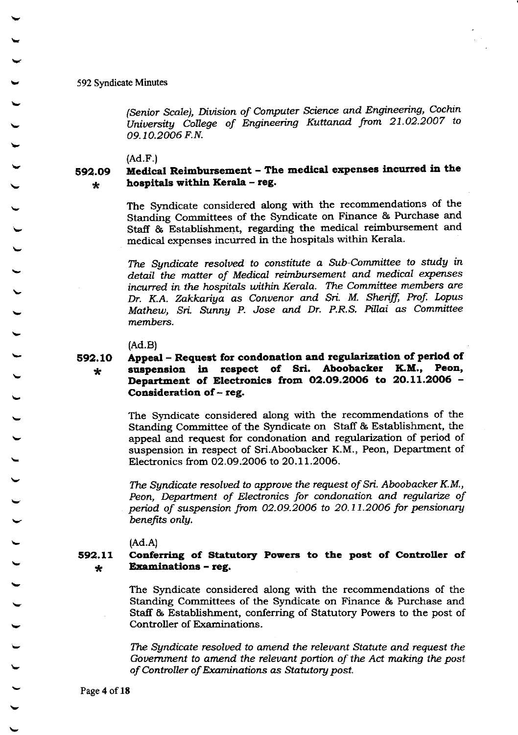(Senior Scale), Division of Computer Science and Engineering, Cochin University College of Engineering Kuttanad from 21.02.2007 to 09.10.2006 F.N.*

(Ad.F.)

### 592.09 * Medical Reimbursement – The medical expenses incurred in the hospitals within Kerala – reg.

The Syndicate considered along with the recommendations of the Standing Committees of the Syndicate on Finance & Purchase and Staff & Establishment, regarding the medical reimbursement and medical expenses incurred in the hospitals within Kerala.

*The Syndicate resolved to constitute a Sub-Committee to study in detail the matter of Medical reimbursement and medical expenses incurred in the hospitals within Kerala. The Committee members are Dr. K.A. Zakkariya as Convenor and Sri. M. Sheriff, Prof. Lopus Mathew, Sri. Sunny P. Jose and Dr. P.R.S. Pillai as Committee members.*

(Ad.B)

### 592.10 * Appeal – Request for condonation and regularization of period of suspension in respect of Sri. Aboobacker K.M., Peon, Department of Electronics from 02.09.2006 to 20.11.2006 – Consideration of – reg.

The Syndicate considered along with the recommendations of the Standing Committee of the Syndicate on Staff & Establishment, the appeal and request for condonation and regularization of period of suspension in respect of Sri.Aboobacker K.M., Peon, Department of Electronics from 02.09.2006 to 20.11.2006.

*The Syndicate resolved to approve the request of Sri. Aboobacker K.M., Peon, Department of Electronics for condonation and regularize of period of suspension from 02.09.2006 to 20.11.2006 for pensionary benefits only.*

(Ad.A)

### 592.11 * Conferring of Statutory Powers to the post of Controller of Examinations – reg.

The Syndicate considered along with the recommendations of the Standing Committees of the Syndicate on Finance & Purchase and Staff & Establishment, conferring of Statutory Powers to the post of Controller of Examinations.

*The Syndicate resolved to amend the relevant Statute and request the Government to amend the relevant portion of the Act making the post of Controller of Examinations as Statutory post.*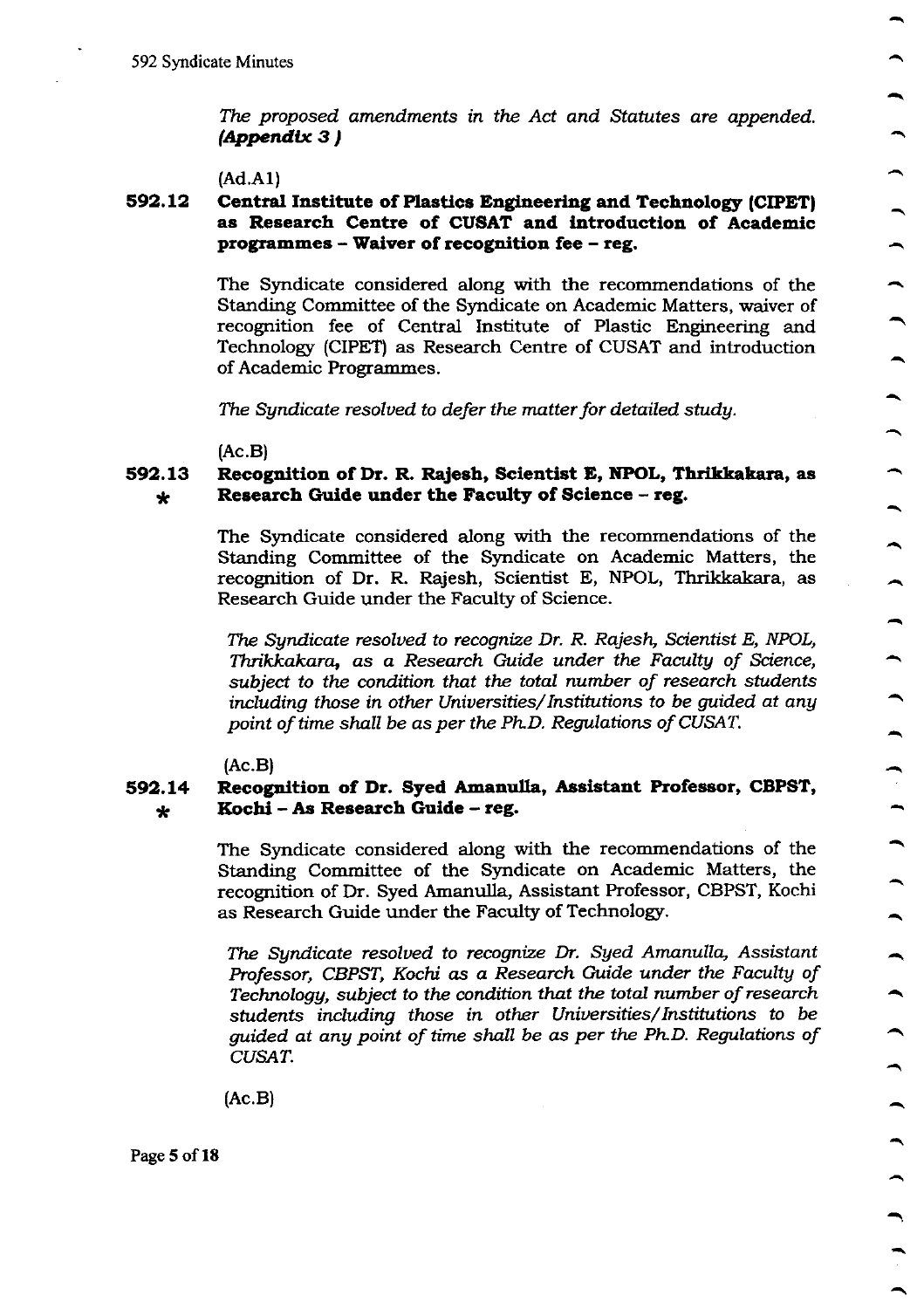*The proposed amendments in the Act and Statutes are appended.* ***(Appendix 3 )***

(Ad.A1)

**592.12 Central Institute of Plastics Engineering and Technology (CIPET) as Research Centre of CUSAT and introduction of Academic programmes – Waiver of recognition fee – reg.**

The Syndicate considered along with the recommendations of the Standing Committee of the Syndicate on Academic Matters, waiver of recognition fee of Central Institute of Plastic Engineering and Technology (CIPET) as Research Centre of CUSAT and introduction of Academic Programmes.

*The Syndicate resolved to defer the matter for detailed study.*

(Ac.B)

**592.13 * Recognition of Dr. R. Rajesh, Scientist E, NPOL, Thrikkakara, as Research Guide under the Faculty of Science – reg.**

The Syndicate considered along with the recommendations of the Standing Committee of the Syndicate on Academic Matters, the recognition of Dr. R. Rajesh, Scientist E, NPOL, Thrikkakara, as Research Guide under the Faculty of Science.

*The Syndicate resolved to recognize Dr. R. Rajesh, Scientist E, NPOL, Thrikkakara, as a Research Guide under the Faculty of Science, subject to the condition that the total number of research students including those in other Universities/Institutions to be guided at any point of time shall be as per the Ph.D. Regulations of CUSAT.*

(Ac.B)

**592.14 * Recognition of Dr. Syed Amanulla, Assistant Professor, CBPST, Kochi – As Research Guide – reg.**

The Syndicate considered along with the recommendations of the Standing Committee of the Syndicate on Academic Matters, the recognition of Dr. Syed Amanulla, Assistant Professor, CBPST, Kochi as Research Guide under the Faculty of Technology.

*The Syndicate resolved to recognize Dr. Syed Amanulla, Assistant Professor, CBPST, Kochi as a Research Guide under the Faculty of Technology, subject to the condition that the total number of research students including those in other Universities/Institutions to be guided at any point of time shall be as per the Ph.D. Regulations of CUSAT.*

(Ac.B)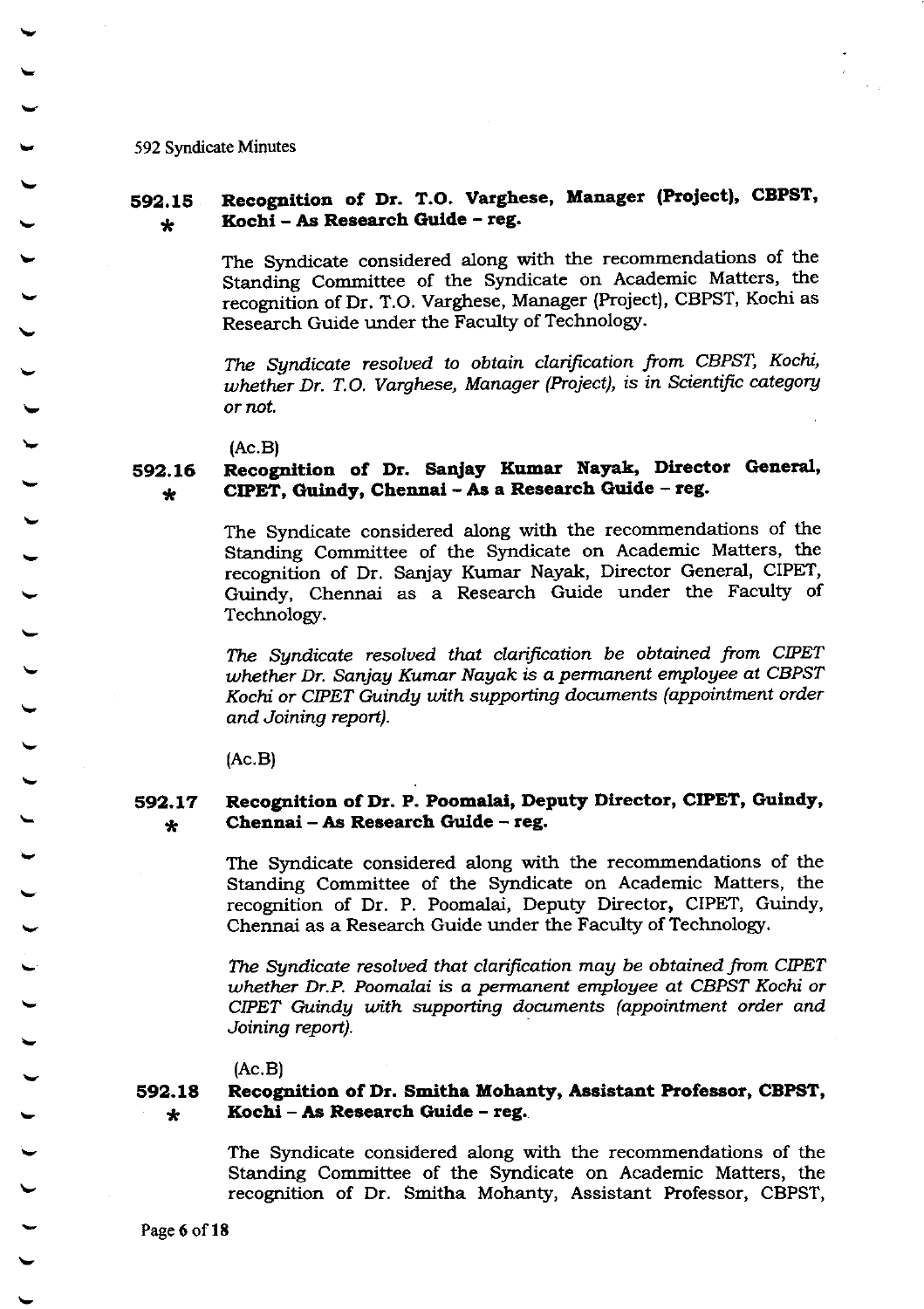592 Syndicate Minutes

### 592.15 * Recognition of Dr. T.O. Varghese, Manager (Project), CBPST, Kochi – As Research Guide – reg.

The Syndicate considered along with the recommendations of the Standing Committee of the Syndicate on Academic Matters, the recognition of Dr. T.O. Varghese, Manager (Project), CBPST, Kochi as Research Guide under the Faculty of Technology.

*The Syndicate resolved to obtain clarification from CBPST, Kochi, whether Dr. T.O. Varghese, Manager (Project), is in Scientific category or not.*

(Ac.B)

### 592.16 * Recognition of Dr. Sanjay Kumar Nayak, Director General, CIPET, Guindy, Chennai – As a Research Guide – reg.

The Syndicate considered along with the recommendations of the Standing Committee of the Syndicate on Academic Matters, the recognition of Dr. Sanjay Kumar Nayak, Director General, CIPET, Guindy, Chennai as a Research Guide under the Faculty of Technology.

*The Syndicate resolved that clarification be obtained from CIPET whether Dr. Sanjay Kumar Nayak is a permanent employee at CBPST Kochi or CIPET Guindy with supporting documents (appointment order and Joining report).*

(Ac.B)

### 592.17 * Recognition of Dr. P. Poomalai, Deputy Director, CIPET, Guindy, Chennai – As Research Guide – reg.

The Syndicate considered along with the recommendations of the Standing Committee of the Syndicate on Academic Matters, the recognition of Dr. P. Poomalai, Deputy Director, CIPET, Guindy, Chennai as a Research Guide under the Faculty of Technology.

*The Syndicate resolved that clarification may be obtained from CIPET whether Dr.P. Poomalai is a permanent employee at CBPST Kochi or CIPET Guindy with supporting documents (appointment order and Joining report).*

(Ac.B)

### 592.18 * Recognition of Dr. Smitha Mohanty, Assistant Professor, CBPST, Kochi – As Research Guide – reg.

The Syndicate considered along with the recommendations of the Standing Committee of the Syndicate on Academic Matters, the recognition of Dr. Smitha Mohanty, Assistant Professor, CBPST,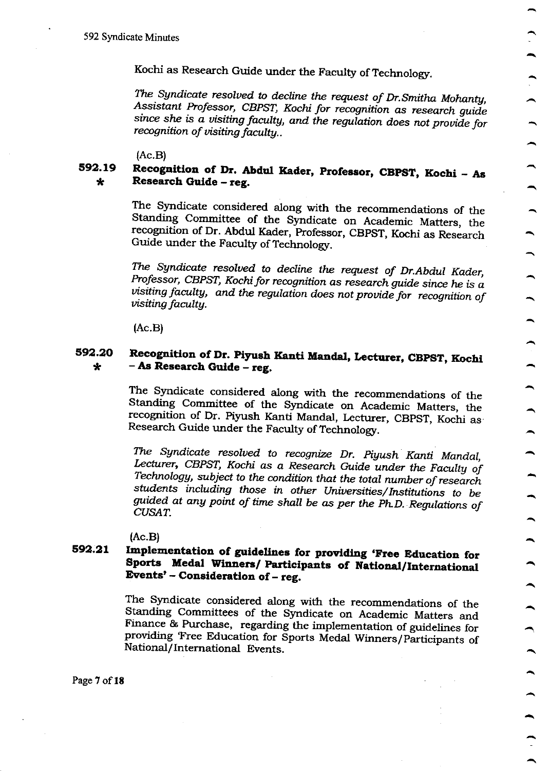Kochi as Research Guide under the Faculty of Technology.

*The Syndicate resolved to decline the request of Dr.Smitha Mohanty, Assistant Professor, CBPST, Kochi for recognition as research guide since she is a visiting faculty, and the regulation does not provide for recognition of visiting faculty..*

(Ac.B)

**592.19** * **Recognition of Dr. Abdul Kader, Professor, CBPST, Kochi – As Research Guide – reg.**

The Syndicate considered along with the recommendations of the Standing Committee of the Syndicate on Academic Matters, the recognition of Dr. Abdul Kader, Professor, CBPST, Kochi as Research Guide under the Faculty of Technology.

*The Syndicate resolved to decline the request of Dr.Abdul Kader, Professor, CBPST, Kochi for recognition as research guide since he is a visiting faculty, and the regulation does not provide for recognition of visiting faculty.*

(Ac.B)

**592.20** * **Recognition of Dr. Piyush Kanti Mandal, Lecturer, CBPST, Kochi – As Research Guide – reg.**

The Syndicate considered along with the recommendations of the Standing Committee of the Syndicate on Academic Matters, the recognition of Dr. Piyush Kanti Mandal, Lecturer, CBPST, Kochi as Research Guide under the Faculty of Technology.

*The Syndicate resolved to recognize Dr. Piyush Kanti Mandal, Lecturer, CBPST, Kochi as a Research Guide under the Faculty of Technology, subject to the condition that the total number of research students including those in other Universities/Institutions to be guided at any point of time shall be as per the Ph.D. Regulations of CUSAT.*

(Ac.B)

**592.21** **Implementation of guidelines for providing 'Free Education for Sports Medal Winners/ Participants of National/International Events' – Consideration of – reg.**

The Syndicate considered along with the recommendations of the Standing Committees of the Syndicate on Academic Matters and Finance & Purchase, regarding the implementation of guidelines for providing 'Free Education for Sports Medal Winners/Participants of National/International Events.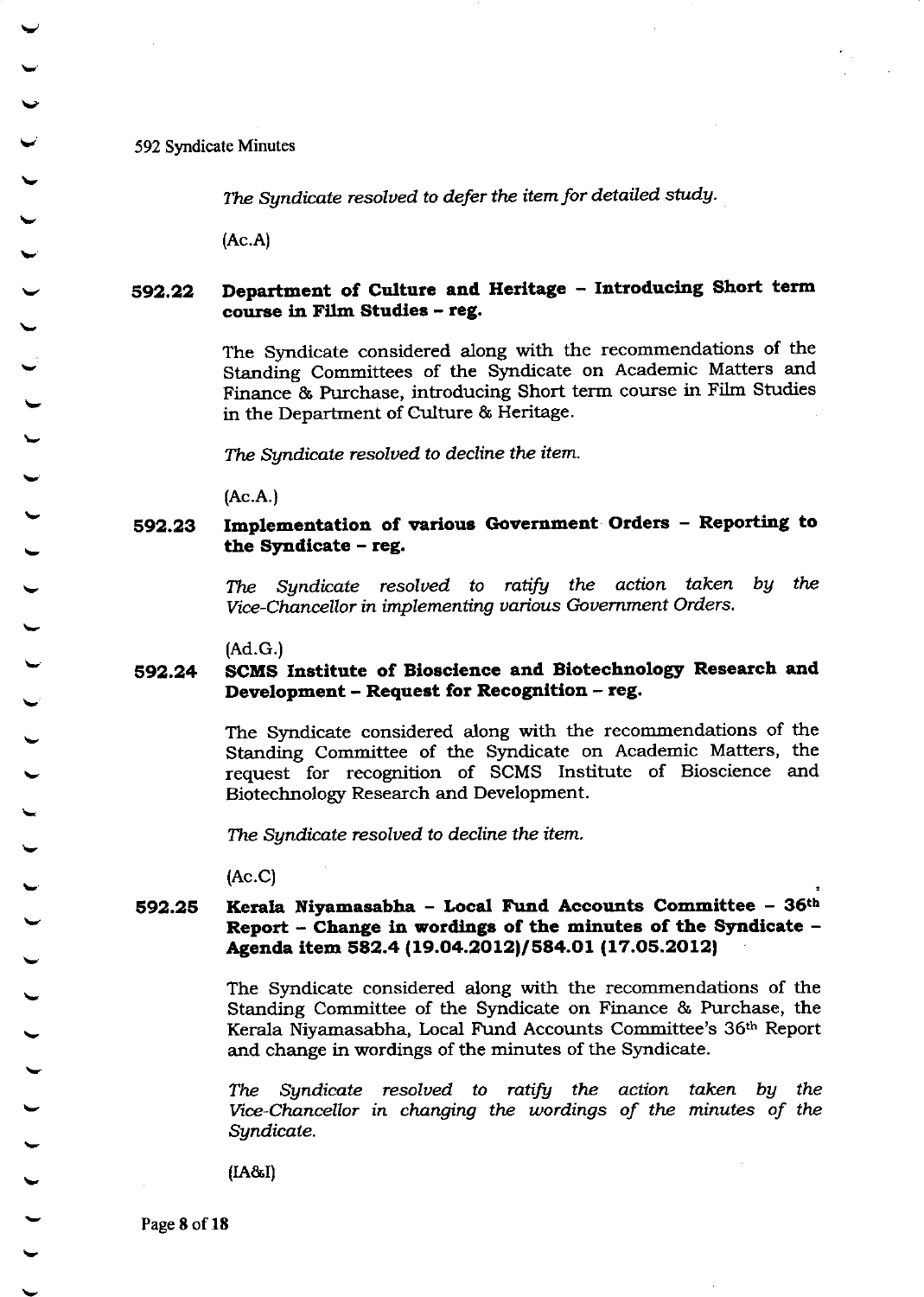*The Syndicate resolved to defer the item for detailed study.*

(Ac.A)

**592.22 Department of Culture and Heritage – Introducing Short term course in Film Studies – reg.**

The Syndicate considered along with the recommendations of the Standing Committees of the Syndicate on Academic Matters and Finance & Purchase, introducing Short term course in Film Studies in the Department of Culture & Heritage.

*The Syndicate resolved to decline the item.*

(Ac.A.)

**592.23 Implementation of various Government Orders – Reporting to the Syndicate – reg.**

*The Syndicate resolved to ratify the action taken by the Vice-Chancellor in implementing various Government Orders.*

(Ad.G.)

**592.24 SCMS Institute of Bioscience and Biotechnology Research and Development – Request for Recognition – reg.**

The Syndicate considered along with the recommendations of the Standing Committee of the Syndicate on Academic Matters, the request for recognition of SCMS Institute of Bioscience and Biotechnology Research and Development.

*The Syndicate resolved to decline the item.*

(Ac.C)

**592.25 Kerala Niyamasabha – Local Fund Accounts Committee – 36th Report – Change in wordings of the minutes of the Syndicate – Agenda item 582.4 (19.04.2012)/584.01 (17.05.2012)**

The Syndicate considered along with the recommendations of the Standing Committee of the Syndicate on Finance & Purchase, the Kerala Niyamasabha, Local Fund Accounts Committee's 36th Report and change in wordings of the minutes of the Syndicate.

*The Syndicate resolved to ratify the action taken by the Vice-Chancellor in changing the wordings of the minutes of the Syndicate.*

(IA&I)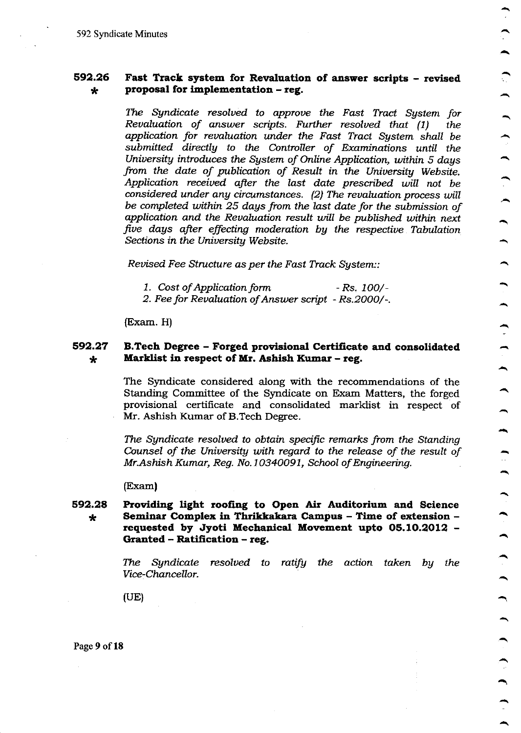### 592.26 * Fast Track system for Revaluation of answer scripts – revised proposal for implementation – reg.

*The Syndicate resolved to approve the Fast Tract System for Revaluation of answer scripts. Further resolved that (1) the application for revaluation under the Fast Tract System shall be submitted directly to the Controller of Examinations until the University introduces the System of Online Application, within 5 days from the date of publication of Result in the University Website. Application received after the last date prescribed will not be considered under any circumstances. (2) The revaluation process will be completed within 25 days from the last date for the submission of application and the Revaluation result will be published within next five days after effecting moderation by the respective Tabulation Sections in the University Website.*

*Revised Fee Structure as per the Fast Track System::*

1. *Cost of Application form - Rs. 100/-*
2. *Fee for Revaluation of Answer script - Rs.2000/-.*

(Exam. H)

### 592.27 * B.Tech Degree – Forged provisional Certificate and consolidated Marklist in respect of Mr. Ashish Kumar – reg.

The Syndicate considered along with the recommendations of the Standing Committee of the Syndicate on Exam Matters, the forged provisional certificate and consolidated marklist in respect of Mr. Ashish Kumar of B.Tech Degree.

*The Syndicate resolved to obtain specific remarks from the Standing Counsel of the University with regard to the release of the result of Mr.Ashish Kumar, Reg. No.10340091, School of Engineering.*

(Exam)

### 592.28 * Providing light roofing to Open Air Auditorium and Science Seminar Complex in Thrikkakara Campus – Time of extension – requested by Jyoti Mechanical Movement upto 05.10.2012 – Granted – Ratification – reg.

*The Syndicate resolved to ratify the action taken by the Vice-Chancellor.*

(UE)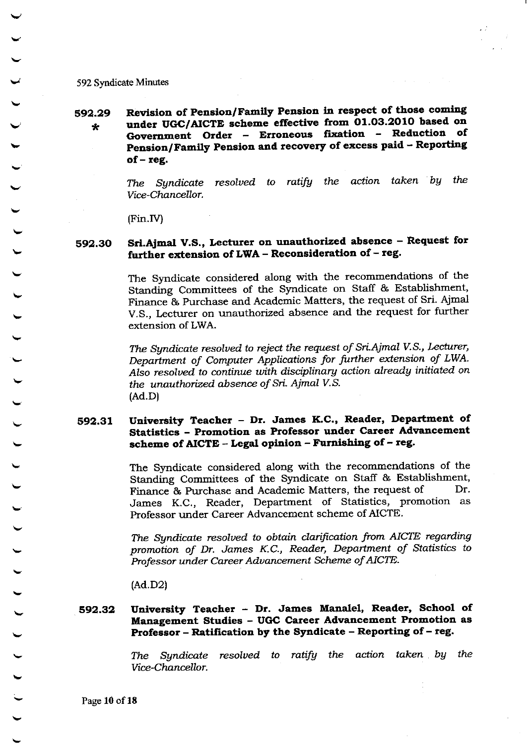592 Syndicate Minutes

**592.29** * **Revision of Pension/Family Pension in respect of those coming under UGC/AICTE scheme effective from 01.03.2010 based on Government Order – Erroneous fixation – Reduction of Pension/Family Pension and recovery of excess paid – Reporting of – reg.**

*The Syndicate resolved to ratify the action taken by the Vice-Chancellor.*

(Fin.IV)

**592.30 Sri.Ajmal V.S., Lecturer on unauthorized absence – Request for further extension of LWA – Reconsideration of – reg.**

The Syndicate considered along with the recommendations of the Standing Committees of the Syndicate on Staff & Establishment, Finance & Purchase and Academic Matters, the request of Sri. Ajmal V.S., Lecturer on unauthorized absence and the request for further extension of LWA.

*The Syndicate resolved to reject the request of Sri.Ajmal V.S., Lecturer, Department of Computer Applications for further extension of LWA. Also resolved to continue with disciplinary action already initiated on the unauthorized absence of Sri. Ajmal V.S.*

(Ad.D)

**592.31 University Teacher – Dr. James K.C., Reader, Department of Statistics – Promotion as Professor under Career Advancement scheme of AICTE – Legal opinion – Furnishing of – reg.**

The Syndicate considered along with the recommendations of the Standing Committees of the Syndicate on Staff & Establishment, Finance & Purchase and Academic Matters, the request of Dr. James K.C., Reader, Department of Statistics, promotion as Professor under Career Advancement scheme of AICTE.

*The Syndicate resolved to obtain clarification from AICTE regarding promotion of Dr. James K.C., Reader, Department of Statistics to Professor under Career Advancement Scheme of AICTE.*

(Ad.D2)

**592.32 University Teacher – Dr. James Manalel, Reader, School of Management Studies – UGC Career Advancement Promotion as Professor – Ratification by the Syndicate – Reporting of – reg.**

*The Syndicate resolved to ratify the action taken by the Vice-Chancellor.*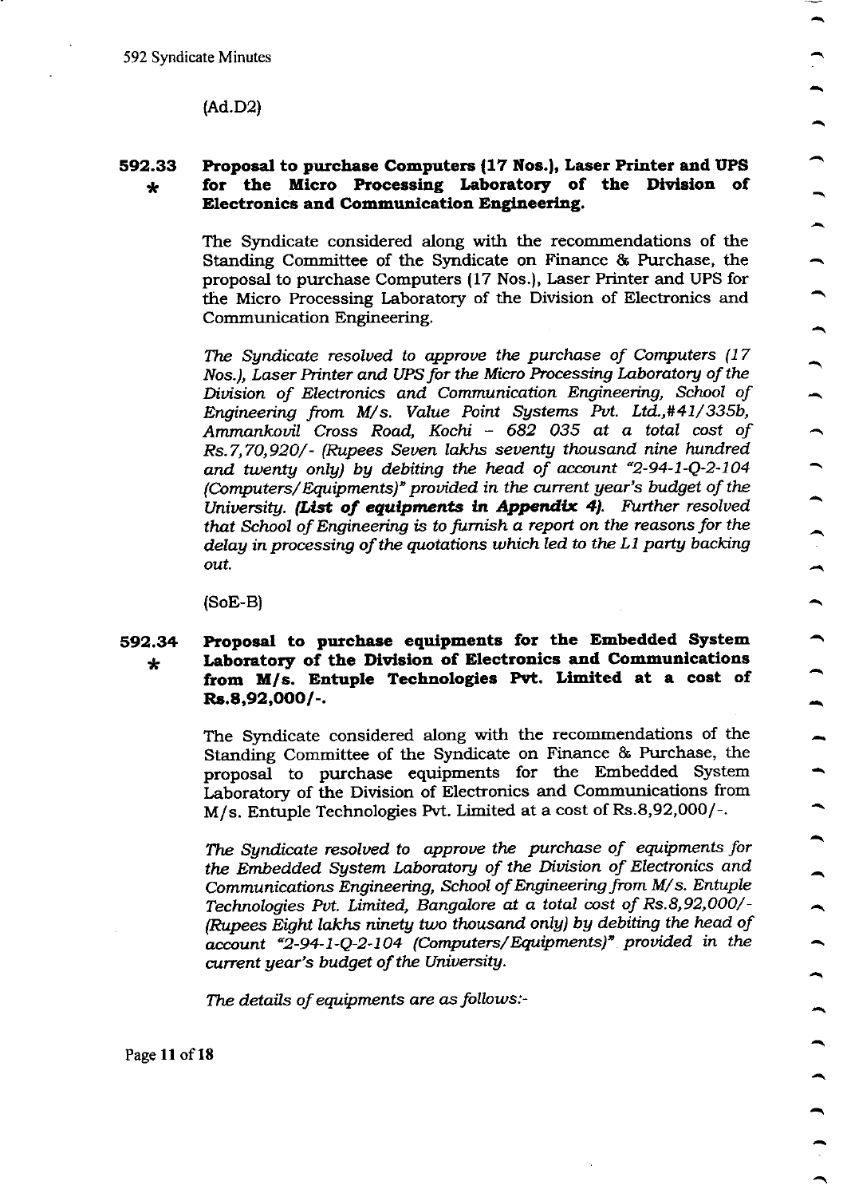(Ad.D2)

**592.33 \* Proposal to purchase Computers (17 Nos.), Laser Printer and UPS for the Micro Processing Laboratory of the Division of Electronics and Communication Engineering.**

The Syndicate considered along with the recommendations of the Standing Committee of the Syndicate on Finance & Purchase, the proposal to purchase Computers (17 Nos.), Laser Printer and UPS for the Micro Processing Laboratory of the Division of Electronics and Communication Engineering.

*The Syndicate resolved to approve the purchase of Computers (17 Nos.), Laser Printer and UPS for the Micro Processing Laboratory of the Division of Electronics and Communication Engineering, School of Engineering from M/s. Value Point Systems Pvt. Ltd.,#41/335b, Ammankovil Cross Road, Kochi – 682 035 at a total cost of Rs.7,70,920/- (Rupees Seven lakhs seventy thousand nine hundred and twenty only) by debiting the head of account "2-94-1-Q-2-104 (Computers/Equipments)" provided in the current year's budget of the University.* ***(List of equipments in Appendix 4).*** *Further resolved that School of Engineering is to furnish a report on the reasons for the delay in processing of the quotations which led to the L1 party backing out.*

(SoE-B)

**592.34 \* Proposal to purchase equipments for the Embedded System Laboratory of the Division of Electronics and Communications from M/s. Entuple Technologies Pvt. Limited at a cost of Rs.8,92,000/-.**

The Syndicate considered along with the recommendations of the Standing Committee of the Syndicate on Finance & Purchase, the proposal to purchase equipments for the Embedded System Laboratory of the Division of Electronics and Communications from M/s. Entuple Technologies Pvt. Limited at a cost of Rs.8,92,000/-.

*The Syndicate resolved to approve the purchase of equipments for the Embedded System Laboratory of the Division of Electronics and Communications Engineering, School of Engineering from M/s. Entuple Technologies Pvt. Limited, Bangalore at a total cost of Rs.8,92,000/- (Rupees Eight lakhs ninety two thousand only) by debiting the head of account "2-94-1-Q-2-104 (Computers/Equipments)" provided in the current year's budget of the University.*

*The details of equipments are as follows:-*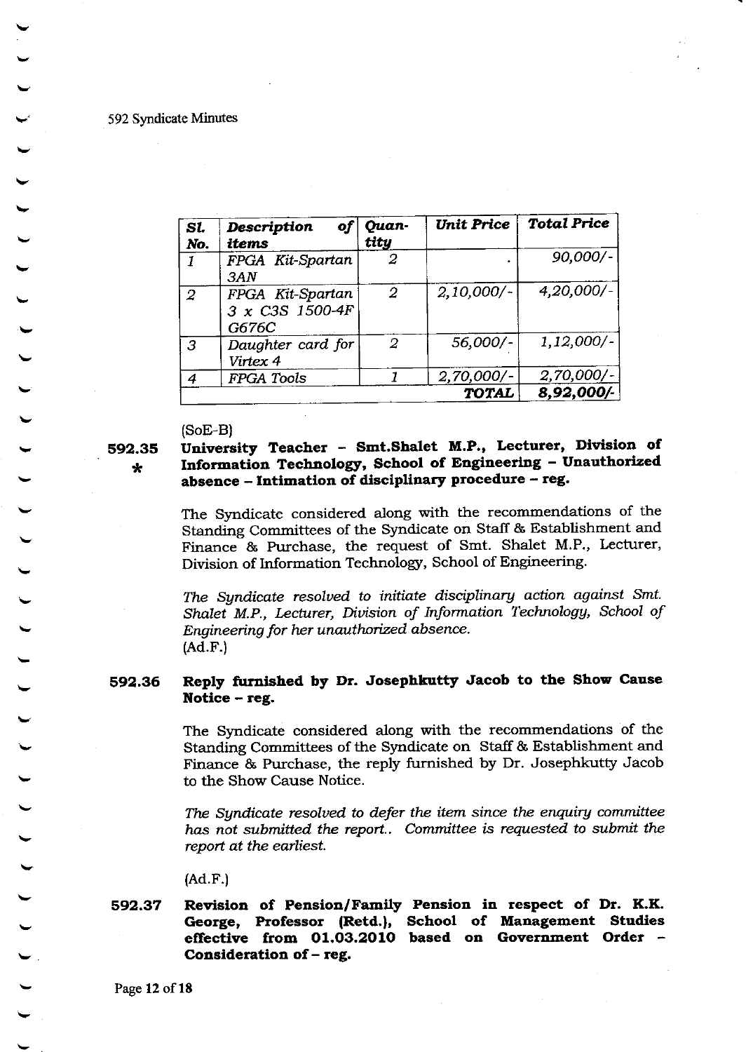| Sl. No. | Description of items | Quan-tity | Unit Price | Total Price |
|---|---|---|---|---|
| 1 | FPGA Kit-Spartan 3AN | 2 | . | 90,000/- |
| 2 | FPGA Kit-Spartan 3 x C3S 1500-4F G676C | 2 | 2,10,000/- | 4,20,000/- |
| 3 | Daughter card for Virtex 4 | 2 | 56,000/- | 1,12,000/- |
| 4 | FPGA Tools | 1 | 2,70,000/- | 2,70,000/- |
| | | | **TOTAL** | **8,92,000/-** |

(SoE-B)

**592.35 \* University Teacher – Smt.Shalet M.P., Lecturer, Division of Information Technology, School of Engineering – Unauthorized absence – Intimation of disciplinary procedure – reg.**

The Syndicate considered along with the recommendations of the Standing Committees of the Syndicate on Staff & Establishment and Finance & Purchase, the request of Smt. Shalet M.P., Lecturer, Division of Information Technology, School of Engineering.

*The Syndicate resolved to initiate disciplinary action against Smt. Shalet M.P., Lecturer, Division of Information Technology, School of Engineering for her unauthorized absence.*
(Ad.F.)

**592.36 Reply furnished by Dr. Josephkutty Jacob to the Show Cause Notice – reg.**

The Syndicate considered along with the recommendations of the Standing Committees of the Syndicate on Staff & Establishment and Finance & Purchase, the reply furnished by Dr. Josephkutty Jacob to the Show Cause Notice.

*The Syndicate resolved to defer the item since the enquiry committee has not submitted the report.. Committee is requested to submit the report at the earliest.*

(Ad.F.)

**592.37 Revision of Pension/Family Pension in respect of Dr. K.K. George, Professor (Retd.), School of Management Studies effective from 01.03.2010 based on Government Order – Consideration of – reg.**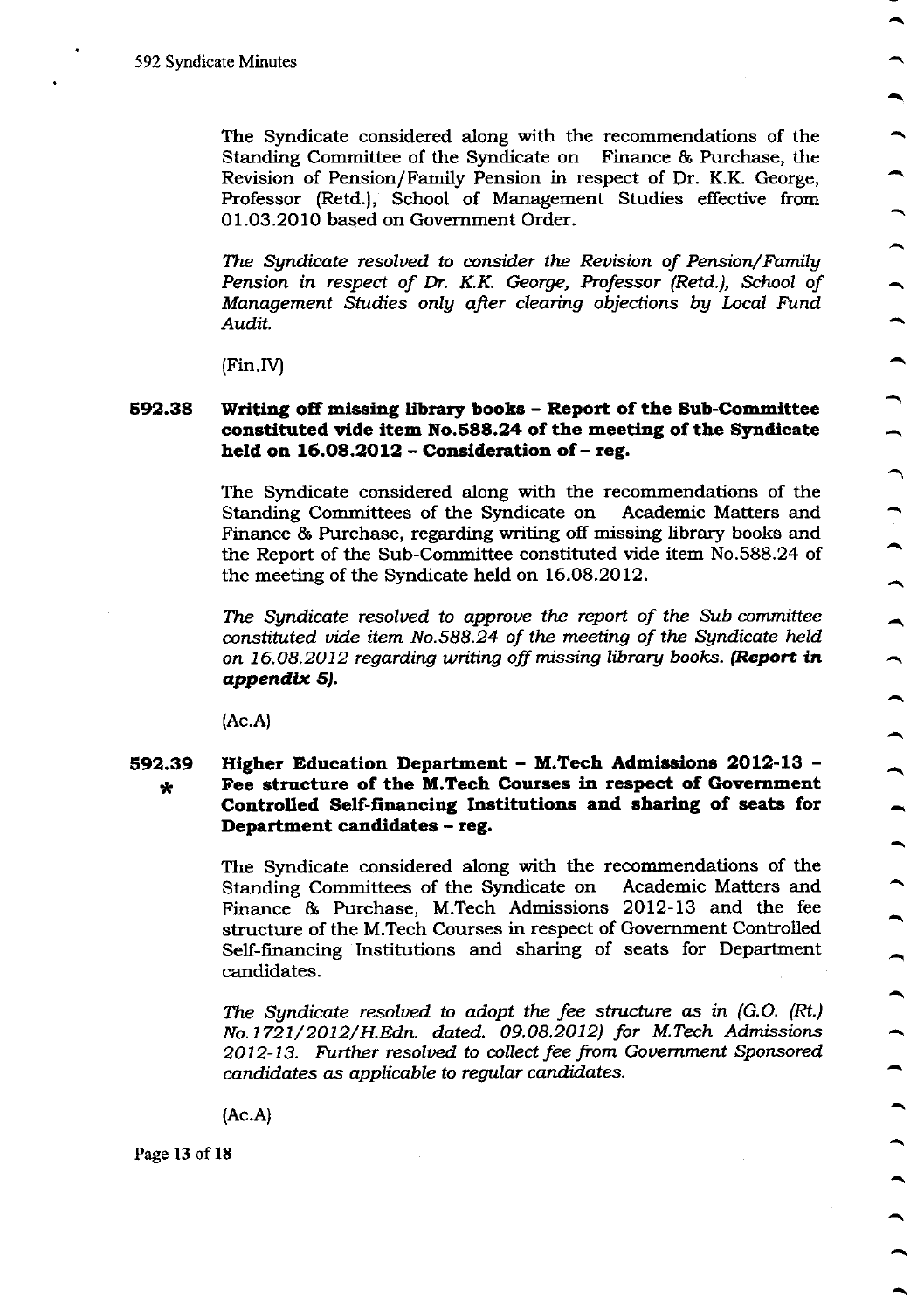The Syndicate considered along with the recommendations of the Standing Committee of the Syndicate on Finance & Purchase, the Revision of Pension/Family Pension in respect of Dr. K.K. George, Professor (Retd.), School of Management Studies effective from 01.03.2010 based on Government Order.

*The Syndicate resolved to consider the Revision of Pension/Family Pension in respect of Dr. K.K. George, Professor (Retd.), School of Management Studies only after clearing objections by Local Fund Audit.*

(Fin.IV)

**592.38 Writing off missing library books – Report of the Sub-Committee constituted vide item No.588.24 of the meeting of the Syndicate held on 16.08.2012 – Consideration of – reg.**

The Syndicate considered along with the recommendations of the Standing Committees of the Syndicate on Academic Matters and Finance & Purchase, regarding writing off missing library books and the Report of the Sub-Committee constituted vide item No.588.24 of the meeting of the Syndicate held on 16.08.2012.

*The Syndicate resolved to approve the report of the Sub-committee constituted vide item No.588.24 of the meeting of the Syndicate held on 16.08.2012 regarding writing off missing library books.* ***(Report in appendix 5).***

(Ac.A)

**592.39 * Higher Education Department – M.Tech Admissions 2012-13 – Fee structure of the M.Tech Courses in respect of Government Controlled Self-financing Institutions and sharing of seats for Department candidates – reg.**

The Syndicate considered along with the recommendations of the Standing Committees of the Syndicate on Academic Matters and Finance & Purchase, M.Tech Admissions 2012-13 and the fee structure of the M.Tech Courses in respect of Government Controlled Self-financing Institutions and sharing of seats for Department candidates.

*The Syndicate resolved to adopt the fee structure as in (G.O. (Rt.) No.1721/2012/H.Edn. dated. 09.08.2012) for M.Tech Admissions 2012-13. Further resolved to collect fee from Government Sponsored candidates as applicable to regular candidates.*

(Ac.A)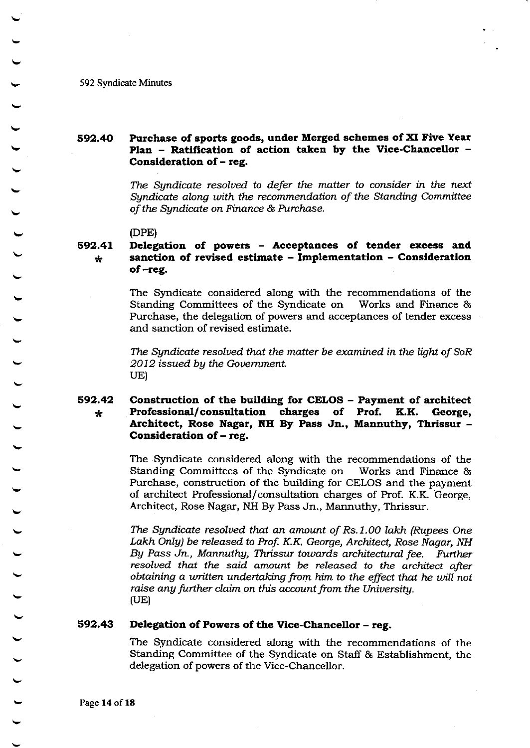**592.40 Purchase of sports goods, under Merged schemes of XI Five Year Plan – Ratification of action taken by the Vice-Chancellor – Consideration of – reg.**

*The Syndicate resolved to defer the matter to consider in the next Syndicate along with the recommendation of the Standing Committee of the Syndicate on Finance & Purchase.*

(DPE)

**592.41 * Delegation of powers – Acceptances of tender excess and sanction of revised estimate – Implementation – Consideration of –reg.**

The Syndicate considered along with the recommendations of the Standing Committees of the Syndicate on Works and Finance & Purchase, the delegation of powers and acceptances of tender excess and sanction of revised estimate.

*The Syndicate resolved that the matter be examined in the light of SoR 2012 issued by the Government.*

UE)

**592.42 * Construction of the building for CELOS – Payment of architect Professional/consultation charges of Prof. K.K. George, Architect, Rose Nagar, NH By Pass Jn., Mannuthy, Thrissur – Consideration of – reg.**

The Syndicate considered along with the recommendations of the Standing Committees of the Syndicate on Works and Finance & Purchase, construction of the building for CELOS and the payment of architect Professional/consultation charges of Prof. K.K. George, Architect, Rose Nagar, NH By Pass Jn., Mannuthy, Thrissur.

*The Syndicate resolved that an amount of Rs.1.00 lakh (Rupees One Lakh Only) be released to Prof. K.K. George, Architect, Rose Nagar, NH By Pass Jn., Mannuthy, Thrissur towards architectural fee. Further resolved that the said amount be released to the architect after obtaining a written undertaking from him to the effect that he will not raise any further claim on this account from the University.*

(UE)

**592.43 Delegation of Powers of the Vice-Chancellor – reg.**

The Syndicate considered along with the recommendations of the Standing Committee of the Syndicate on Staff & Establishment, the delegation of powers of the Vice-Chancellor.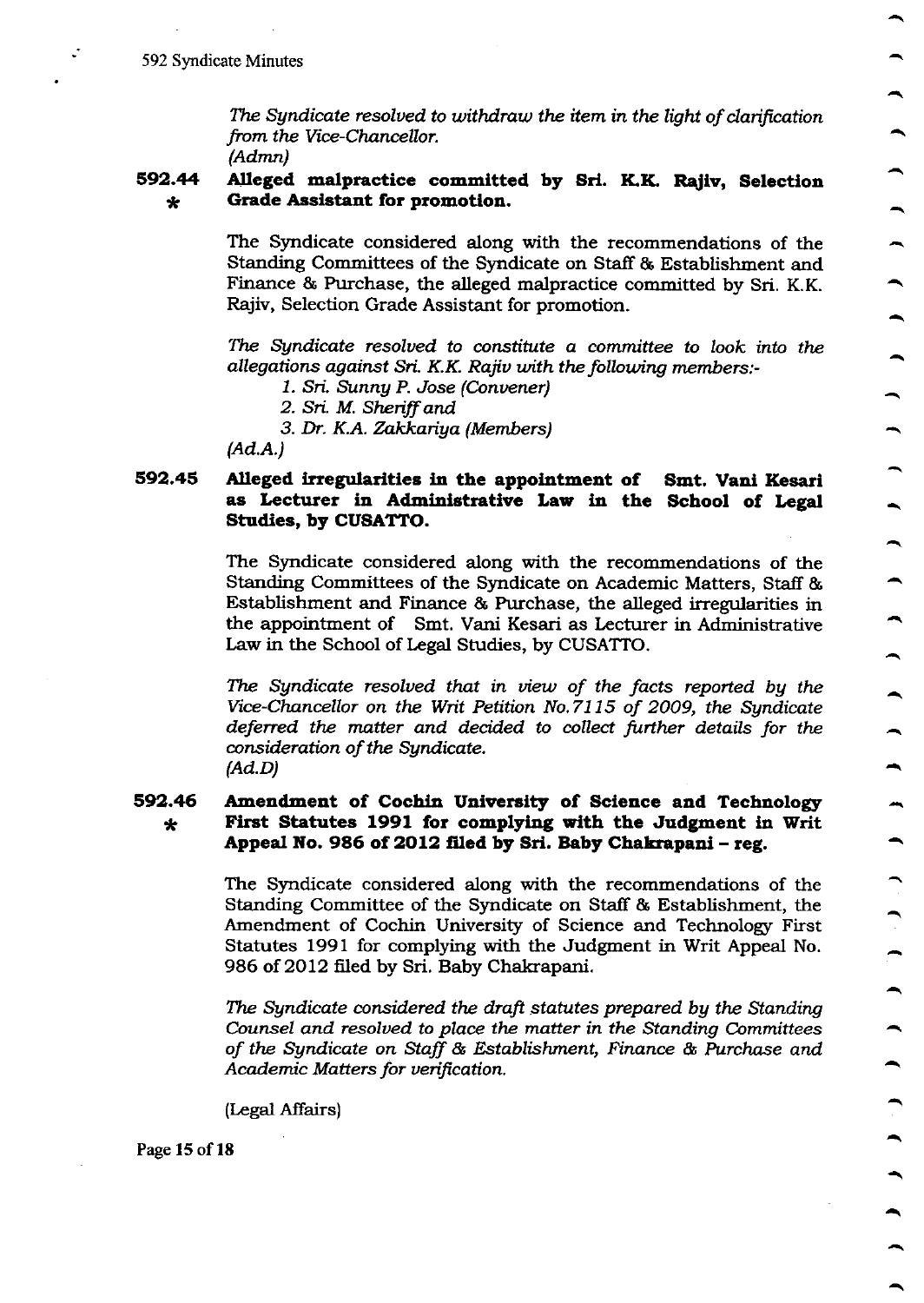*The Syndicate resolved to withdraw the item in the light of clarification from the Vice-Chancellor.*
*(Admn)*

### 592.44 * Alleged malpractice committed by Sri. K.K. Rajiv, Selection Grade Assistant for promotion.

The Syndicate considered along with the recommendations of the Standing Committees of the Syndicate on Staff & Establishment and Finance & Purchase, the alleged malpractice committed by Sri. K.K. Rajiv, Selection Grade Assistant for promotion.

*The Syndicate resolved to constitute a committee to look into the allegations against Sri. K.K. Rajiv with the following members:-*

1. *Sri. Sunny P. Jose (Convener)*
2. *Sri. M. Sheriff and*
3. *Dr. K.A. Zakkariya (Members)*

*(Ad.A.)*

### 592.45 Alleged irregularities in the appointment of Smt. Vani Kesari as Lecturer in Administrative Law in the School of Legal Studies, by CUSATTO.

The Syndicate considered along with the recommendations of the Standing Committees of the Syndicate on Academic Matters, Staff & Establishment and Finance & Purchase, the alleged irregularities in the appointment of Smt. Vani Kesari as Lecturer in Administrative Law in the School of Legal Studies, by CUSATTO.

*The Syndicate resolved that in view of the facts reported by the Vice-Chancellor on the Writ Petition No.7115 of 2009, the Syndicate deferred the matter and decided to collect further details for the consideration of the Syndicate.*
*(Ad.D)*

### 592.46 * Amendment of Cochin University of Science and Technology First Statutes 1991 for complying with the Judgment in Writ Appeal No. 986 of 2012 filed by Sri. Baby Chakrapani – reg.

The Syndicate considered along with the recommendations of the Standing Committee of the Syndicate on Staff & Establishment, the Amendment of Cochin University of Science and Technology First Statutes 1991 for complying with the Judgment in Writ Appeal No. 986 of 2012 filed by Sri. Baby Chakrapani.

*The Syndicate considered the draft statutes prepared by the Standing Counsel and resolved to place the matter in the Standing Committees of the Syndicate on Staff & Establishment, Finance & Purchase and Academic Matters for verification.*

(Legal Affairs)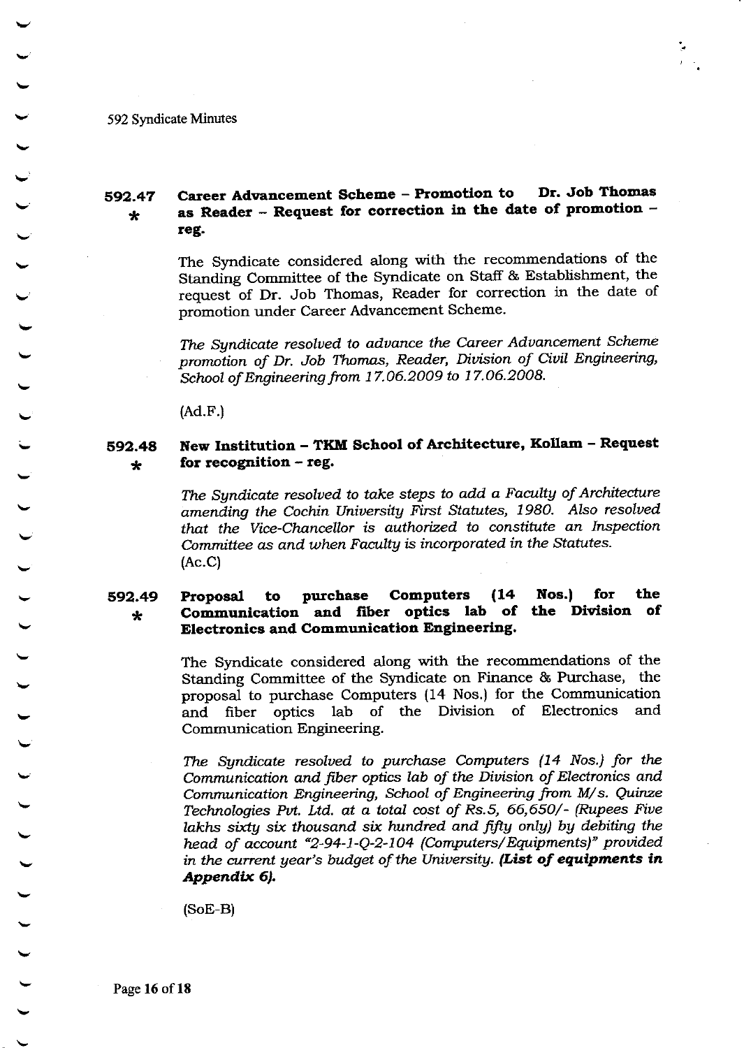592 Syndicate Minutes

## 592.47 * Career Advancement Scheme – Promotion to Dr. Job Thomas as Reader – Request for correction in the date of promotion – reg.

The Syndicate considered along with the recommendations of the Standing Committee of the Syndicate on Staff & Establishment, the request of Dr. Job Thomas, Reader for correction in the date of promotion under Career Advancement Scheme.

*The Syndicate resolved to advance the Career Advancement Scheme promotion of Dr. Job Thomas, Reader, Division of Civil Engineering, School of Engineering from 17.06.2009 to 17.06.2008.*

(Ad.F.)

## 592.48 * New Institution – TKM School of Architecture, Kollam – Request for recognition – reg.

*The Syndicate resolved to take steps to add a Faculty of Architecture amending the Cochin University First Statutes, 1980. Also resolved that the Vice-Chancellor is authorized to constitute an Inspection Committee as and when Faculty is incorporated in the Statutes.*
(Ac.C)

## 592.49 * Proposal to purchase Computers (14 Nos.) for the Communication and fiber optics lab of the Division of Electronics and Communication Engineering.

The Syndicate considered along with the recommendations of the Standing Committee of the Syndicate on Finance & Purchase, the proposal to purchase Computers (14 Nos.) for the Communication and fiber optics lab of the Division of Electronics and Communication Engineering.

*The Syndicate resolved to purchase Computers (14 Nos.) for the Communication and fiber optics lab of the Division of Electronics and Communication Engineering, School of Engineering from M/s. Quinze Technologies Pvt. Ltd. at a total cost of Rs.5, 66,650/- (Rupees Five lakhs sixty six thousand six hundred and fifty only) by debiting the head of account "2-94-1-Q-2-104 (Computers/Equipments)" provided in the current year's budget of the University.* ***(List of equipments in Appendix 6).***

(SoE-B)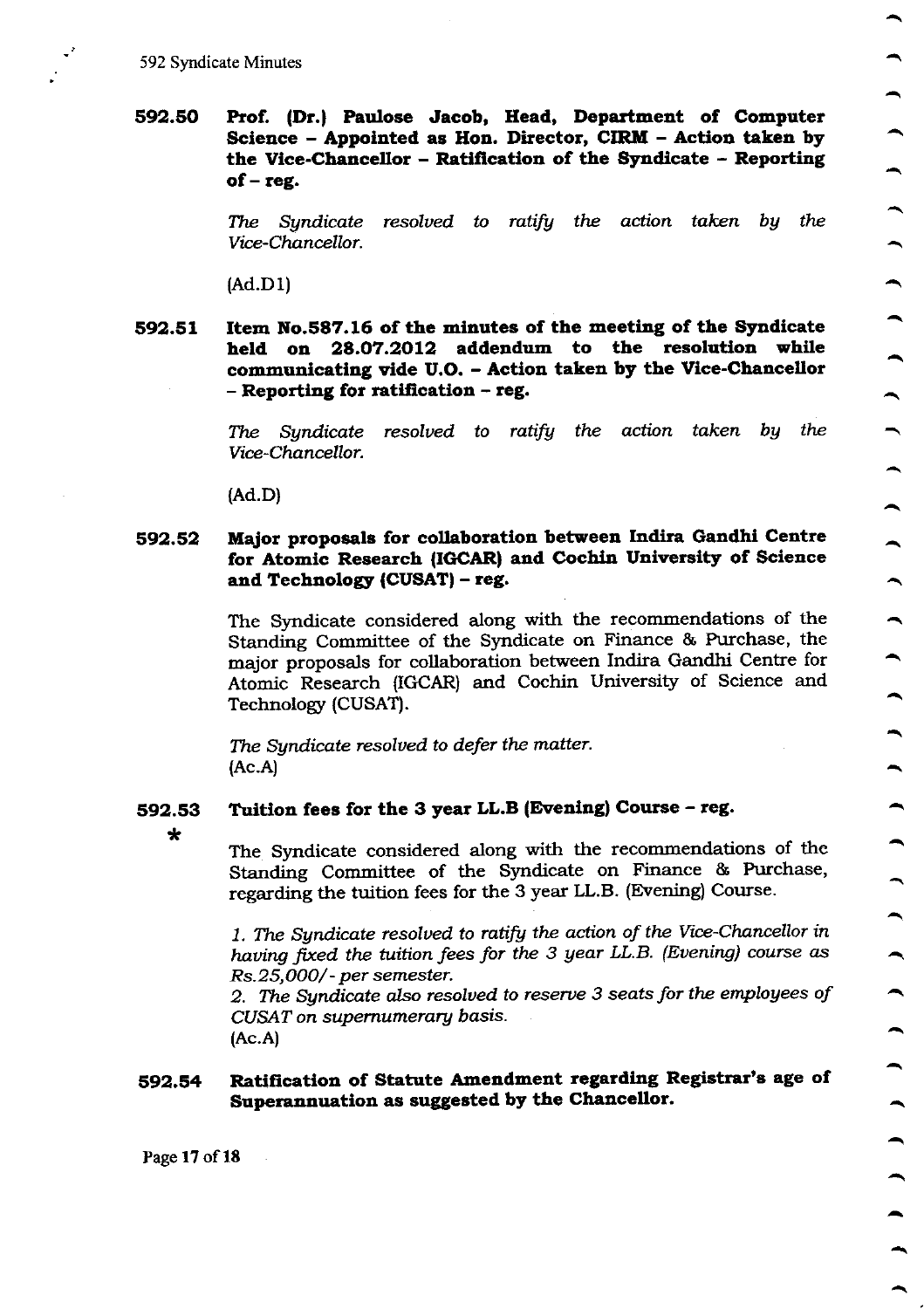**592.50 Prof. (Dr.) Paulose Jacob, Head, Department of Computer Science – Appointed as Hon. Director, CIRM – Action taken by the Vice-Chancellor – Ratification of the Syndicate – Reporting of – reg.**

*The Syndicate resolved to ratify the action taken by the Vice-Chancellor.*

(Ad.D1)

**592.51 Item No.587.16 of the minutes of the meeting of the Syndicate held on 28.07.2012 addendum to the resolution while communicating vide U.O. – Action taken by the Vice-Chancellor – Reporting for ratification – reg.**

*The Syndicate resolved to ratify the action taken by the Vice-Chancellor.*

(Ad.D)

**592.52 Major proposals for collaboration between Indira Gandhi Centre for Atomic Research (IGCAR) and Cochin University of Science and Technology (CUSAT) – reg.**

The Syndicate considered along with the recommendations of the Standing Committee of the Syndicate on Finance & Purchase, the major proposals for collaboration between Indira Gandhi Centre for Atomic Research (IGCAR) and Cochin University of Science and Technology (CUSAT).

*The Syndicate resolved to defer the matter.*
(Ac.A)

**592.53 * Tuition fees for the 3 year LL.B (Evening) Course – reg.**

The Syndicate considered along with the recommendations of the Standing Committee of the Syndicate on Finance & Purchase, regarding the tuition fees for the 3 year LL.B. (Evening) Course.

*1. The Syndicate resolved to ratify the action of the Vice-Chancellor in having fixed the tuition fees for the 3 year LL.B. (Evening) course as Rs.25,000/- per semester.*
*2. The Syndicate also resolved to reserve 3 seats for the employees of CUSAT on supernumerary basis.*
(Ac.A)

**592.54 Ratification of Statute Amendment regarding Registrar's age of Superannuation as suggested by the Chancellor.**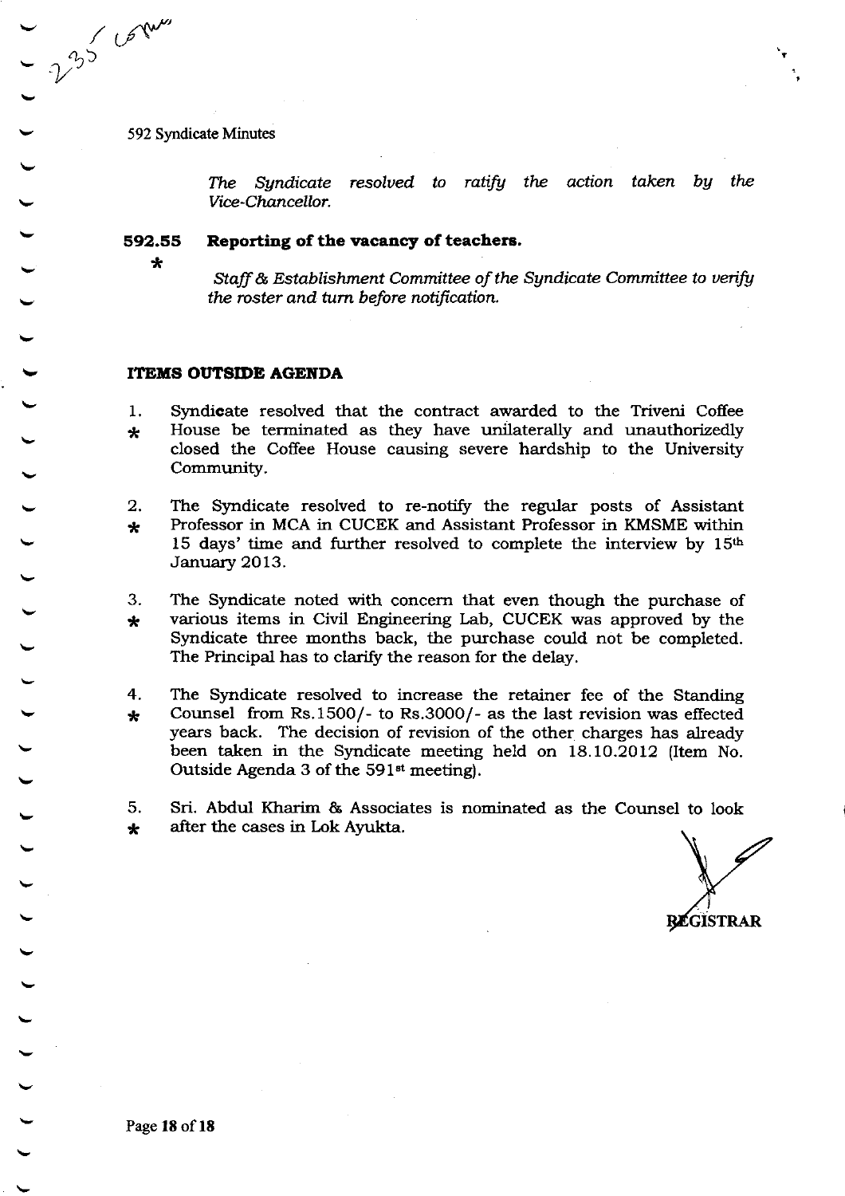*The Syndicate resolved to ratify the action taken by the Vice-Chancellor.*

### 592.55 Reporting of the vacancy of teachers.

*

*Staff & Establishment Committee of the Syndicate Committee to verify the roster and turn before notification.*

### ITEMS OUTSIDE AGENDA

1. Syndicate resolved that the contract awarded to the Triveni Coffee House be terminated as they have unilaterally and unauthorizedly closed the Coffee House causing severe hardship to the University Community.
*

2. The Syndicate resolved to re-notify the regular posts of Assistant Professor in MCA in CUCEK and Assistant Professor in KMSME within 15 days' time and further resolved to complete the interview by 15th January 2013.
*

3. The Syndicate noted with concern that even though the purchase of various items in Civil Engineering Lab, CUCEK was approved by the Syndicate three months back, the purchase could not be completed. The Principal has to clarify the reason for the delay.
*

4. The Syndicate resolved to increase the retainer fee of the Standing Counsel from Rs.1500/- to Rs.3000/- as the last revision was effected years back. The decision of revision of the other charges has already been taken in the Syndicate meeting held on 18.10.2012 (Item No. Outside Agenda 3 of the 591st meeting).
*

5. Sri. Abdul Kharim & Associates is nominated as the Counsel to look after the cases in Lok Ayukta.
*

REGISTRAR